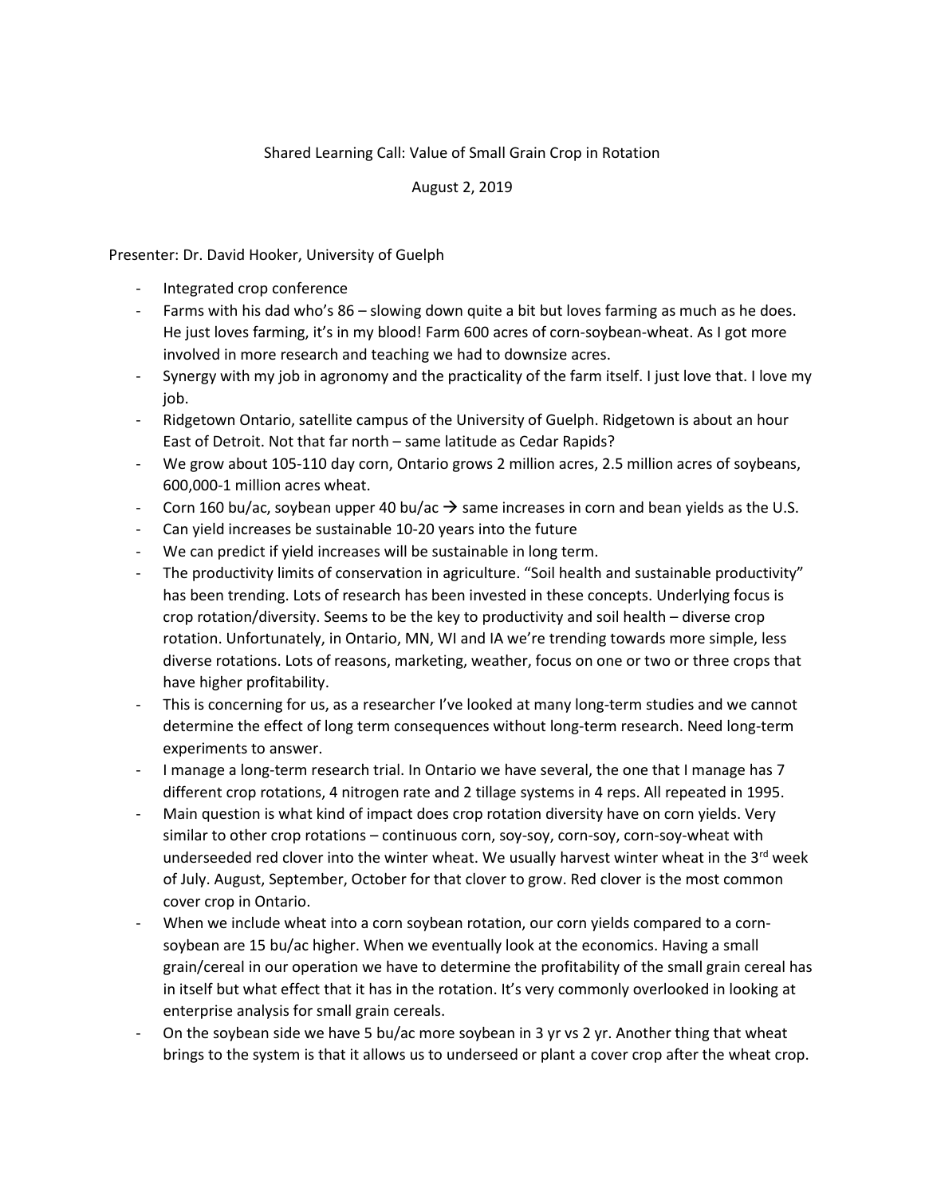Shared Learning Call: Value of Small Grain Crop in Rotation

August 2, 2019

Presenter: Dr. David Hooker, University of Guelph

- Integrated crop conference
- Farms with his dad who's 86 – slowing down quite a bit but loves farming as much as he does. He just loves farming, it's in my blood! Farm 600 acres of corn-soybean-wheat. As I got more involved in more research and teaching we had to downsize acres.
- Synergy with my job in agronomy and the practicality of the farm itself. I just love that. I love my job.
- Ridgetown Ontario, satellite campus of the University of Guelph. Ridgetown is about an hour East of Detroit. Not that far north – same latitude as Cedar Rapids?
- We grow about 105-110 day corn, Ontario grows 2 million acres, 2.5 million acres of soybeans, 600,000-1 million acres wheat.
- Corn 160 bu/ac, soybean upper 40 bu/ac → same increases in corn and bean yields as the U.S.
- Can yield increases be sustainable 10-20 years into the future
- We can predict if yield increases will be sustainable in long term.
- The productivity limits of conservation in agriculture. "Soil health and sustainable productivity" has been trending. Lots of research has been invested in these concepts. Underlying focus is crop rotation/diversity. Seems to be the key to productivity and soil health – diverse crop rotation. Unfortunately, in Ontario, MN, WI and IA we're trending towards more simple, less diverse rotations. Lots of reasons, marketing, weather, focus on one or two or three crops that have higher profitability.
- This is concerning for us, as a researcher I've looked at many long-term studies and we cannot determine the effect of long term consequences without long-term research. Need long-term experiments to answer.
- I manage a long-term research trial. In Ontario we have several, the one that I manage has 7 different crop rotations, 4 nitrogen rate and 2 tillage systems in 4 reps. All repeated in 1995.
- Main question is what kind of impact does crop rotation diversity have on corn yields. Very similar to other crop rotations – continuous corn, soy-soy, corn-soy, corn-soy-wheat with underseeded red clover into the winter wheat. We usually harvest winter wheat in the 3rd week of July. August, September, October for that clover to grow. Red clover is the most common cover crop in Ontario.
- When we include wheat into a corn soybean rotation, our corn yields compared to a corn-soybean are 15 bu/ac higher. When we eventually look at the economics. Having a small grain/cereal in our operation we have to determine the profitability of the small grain cereal has in itself but what effect that it has in the rotation. It's very commonly overlooked in looking at enterprise analysis for small grain cereals.
- On the soybean side we have 5 bu/ac more soybean in 3 yr vs 2 yr. Another thing that wheat brings to the system is that it allows us to underseed or plant a cover crop after the wheat crop.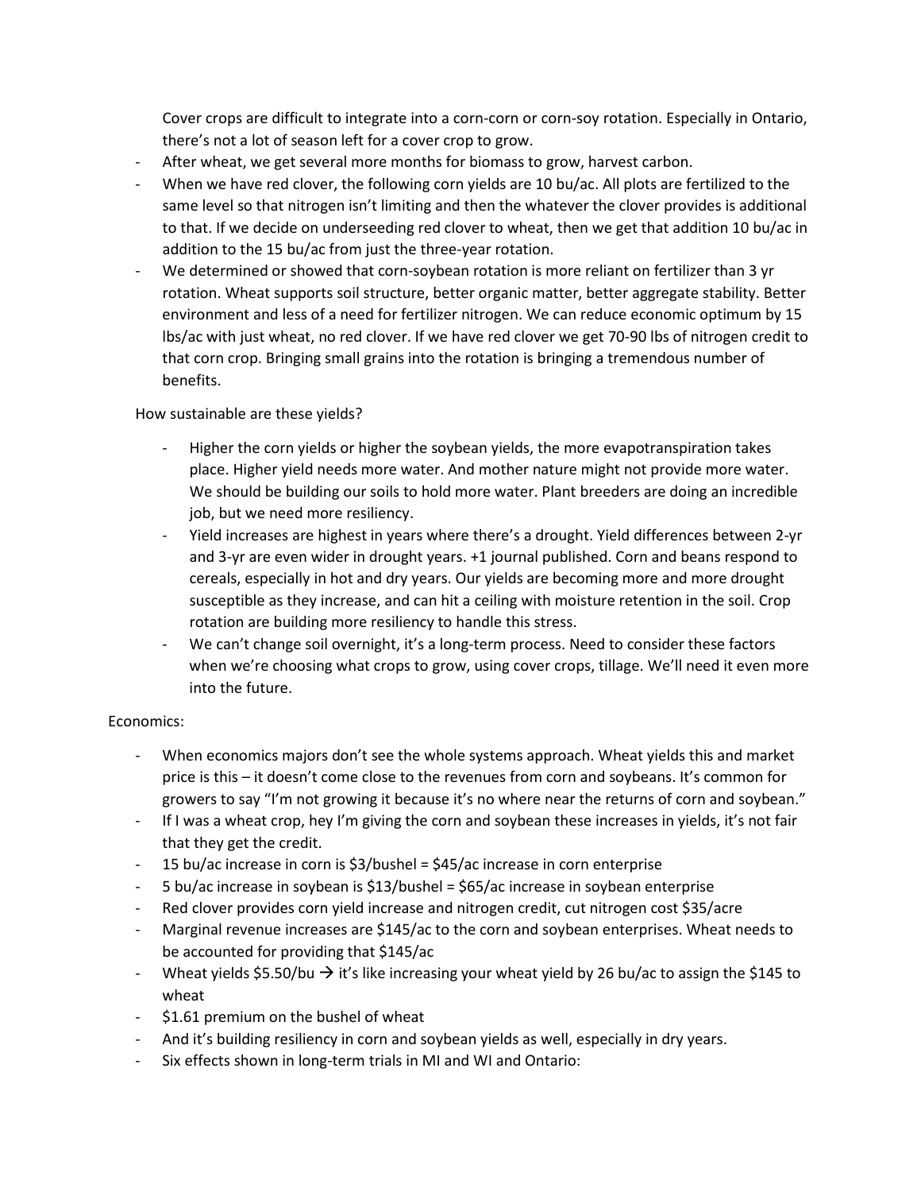Cover crops are difficult to integrate into a corn-corn or corn-soy rotation. Especially in Ontario, there's not a lot of season left for a cover crop to grow.

- After wheat, we get several more months for biomass to grow, harvest carbon.
- When we have red clover, the following corn yields are 10 bu/ac. All plots are fertilized to the same level so that nitrogen isn't limiting and then the whatever the clover provides is additional to that. If we decide on underseeding red clover to wheat, then we get that addition 10 bu/ac in addition to the 15 bu/ac from just the three-year rotation.
- We determined or showed that corn-soybean rotation is more reliant on fertilizer than 3 yr rotation. Wheat supports soil structure, better organic matter, better aggregate stability. Better environment and less of a need for fertilizer nitrogen. We can reduce economic optimum by 15 lbs/ac with just wheat, no red clover. If we have red clover we get 70-90 lbs of nitrogen credit to that corn crop. Bringing small grains into the rotation is bringing a tremendous number of benefits.

How sustainable are these yields?

- Higher the corn yields or higher the soybean yields, the more evapotranspiration takes place. Higher yield needs more water. And mother nature might not provide more water. We should be building our soils to hold more water. Plant breeders are doing an incredible job, but we need more resiliency.
- Yield increases are highest in years where there's a drought. Yield differences between 2-yr and 3-yr are even wider in drought years. +1 journal published. Corn and beans respond to cereals, especially in hot and dry years. Our yields are becoming more and more drought susceptible as they increase, and can hit a ceiling with moisture retention in the soil. Crop rotation are building more resiliency to handle this stress.
- We can't change soil overnight, it's a long-term process. Need to consider these factors when we're choosing what crops to grow, using cover crops, tillage. We'll need it even more into the future.

Economics:

- When economics majors don't see the whole systems approach. Wheat yields this and market price is this – it doesn't come close to the revenues from corn and soybeans. It's common for growers to say "I'm not growing it because it's no where near the returns of corn and soybean."
- If I was a wheat crop, hey I'm giving the corn and soybean these increases in yields, it's not fair that they get the credit.
- 15 bu/ac increase in corn is $3/bushel = $45/ac increase in corn enterprise
- 5 bu/ac increase in soybean is $13/bushel = $65/ac increase in soybean enterprise
- Red clover provides corn yield increase and nitrogen credit, cut nitrogen cost $35/acre
- Marginal revenue increases are $145/ac to the corn and soybean enterprises. Wheat needs to be accounted for providing that $145/ac
- Wheat yields $5.50/bu → it's like increasing your wheat yield by 26 bu/ac to assign the $145 to wheat
- $1.61 premium on the bushel of wheat
- And it's building resiliency in corn and soybean yields as well, especially in dry years.
- Six effects shown in long-term trials in MI and WI and Ontario: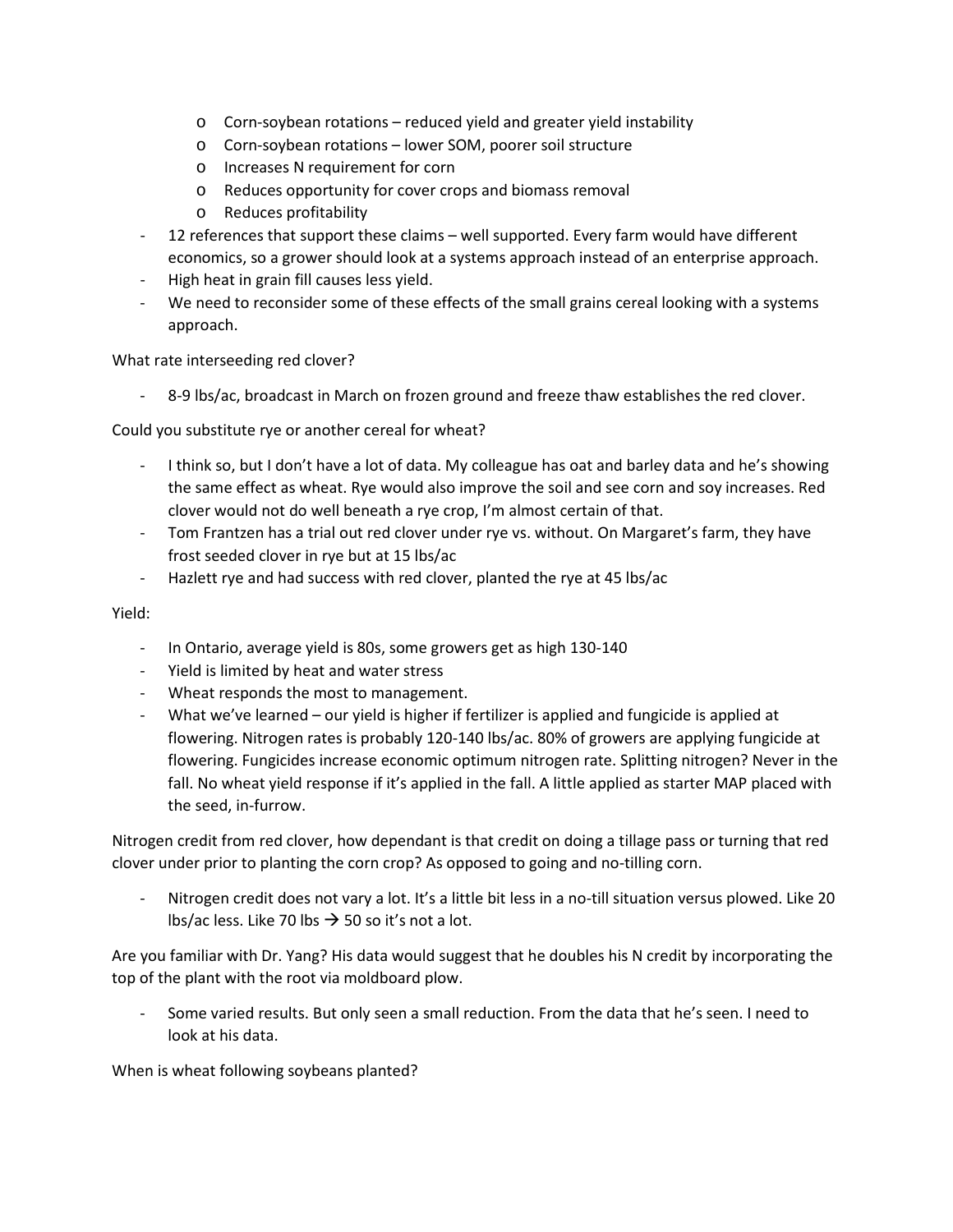- Corn-soybean rotations – reduced yield and greater yield instability
    - Corn-soybean rotations – lower SOM, poorer soil structure
    - Increases N requirement for corn
    - Reduces opportunity for cover crops and biomass removal
    - Reduces profitability
- 12 references that support these claims – well supported. Every farm would have different economics, so a grower should look at a systems approach instead of an enterprise approach.
- High heat in grain fill causes less yield.
- We need to reconsider some of these effects of the small grains cereal looking with a systems approach.

What rate interseeding red clover?

- 8-9 lbs/ac, broadcast in March on frozen ground and freeze thaw establishes the red clover.

Could you substitute rye or another cereal for wheat?

- I think so, but I don't have a lot of data. My colleague has oat and barley data and he's showing the same effect as wheat. Rye would also improve the soil and see corn and soy increases. Red clover would not do well beneath a rye crop, I'm almost certain of that.
- Tom Frantzen has a trial out red clover under rye vs. without. On Margaret's farm, they have frost seeded clover in rye but at 15 lbs/ac
- Hazlett rye and had success with red clover, planted the rye at 45 lbs/ac

Yield:

- In Ontario, average yield is 80s, some growers get as high 130-140
- Yield is limited by heat and water stress
- Wheat responds the most to management.
- What we've learned – our yield is higher if fertilizer is applied and fungicide is applied at flowering. Nitrogen rates is probably 120-140 lbs/ac. 80% of growers are applying fungicide at flowering. Fungicides increase economic optimum nitrogen rate. Splitting nitrogen? Never in the fall. No wheat yield response if it's applied in the fall. A little applied as starter MAP placed with the seed, in-furrow.

Nitrogen credit from red clover, how dependant is that credit on doing a tillage pass or turning that red clover under prior to planting the corn crop? As opposed to going and no-tilling corn.

- Nitrogen credit does not vary a lot. It's a little bit less in a no-till situation versus plowed. Like 20 lbs/ac less. Like 70 lbs → 50 so it's not a lot.

Are you familiar with Dr. Yang? His data would suggest that he doubles his N credit by incorporating the top of the plant with the root via moldboard plow.

- Some varied results. But only seen a small reduction. From the data that he's seen. I need to look at his data.

When is wheat following soybeans planted?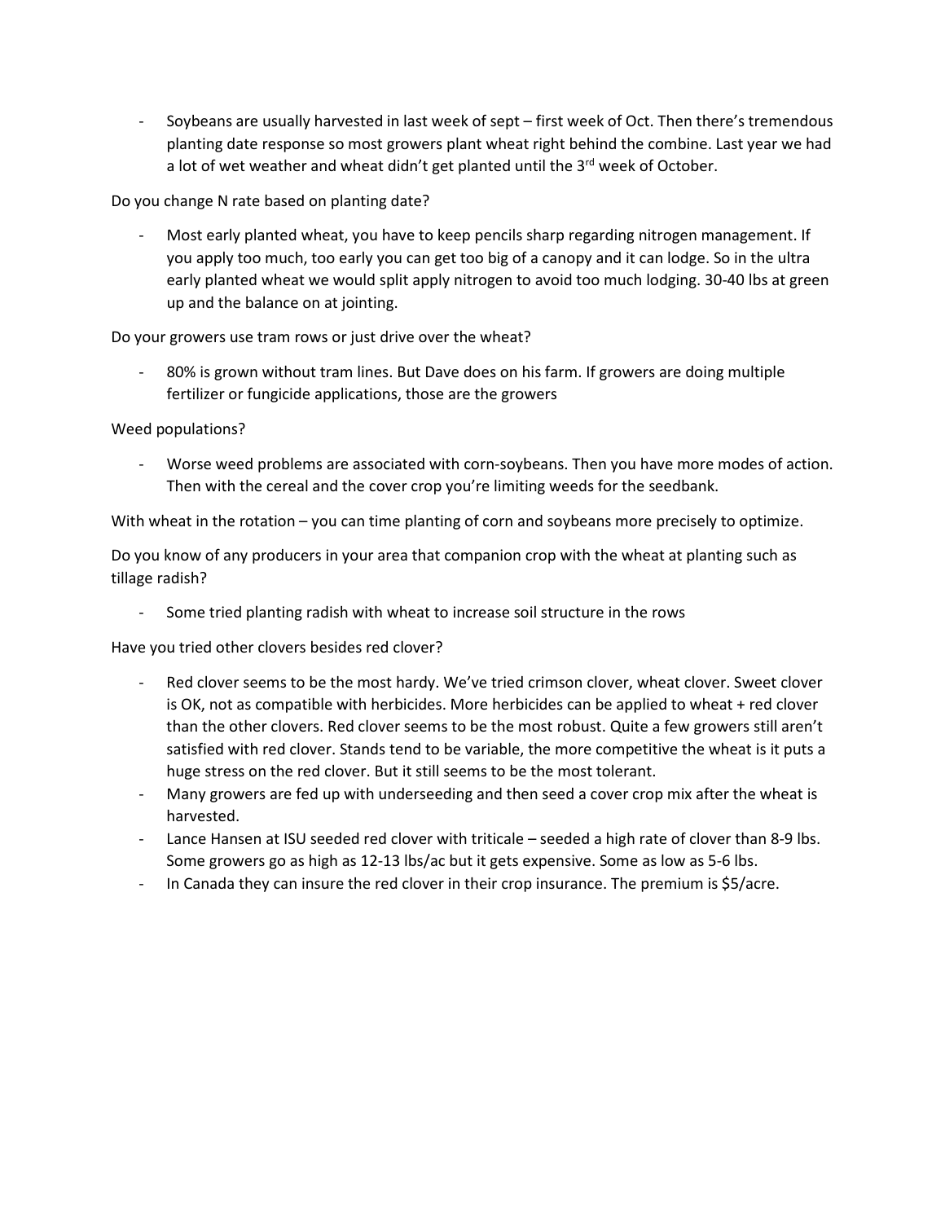- Soybeans are usually harvested in last week of sept – first week of Oct. Then there's tremendous planting date response so most growers plant wheat right behind the combine. Last year we had a lot of wet weather and wheat didn't get planted until the 3rd week of October.

Do you change N rate based on planting date?

- Most early planted wheat, you have to keep pencils sharp regarding nitrogen management. If you apply too much, too early you can get too big of a canopy and it can lodge. So in the ultra early planted wheat we would split apply nitrogen to avoid too much lodging. 30-40 lbs at green up and the balance on at jointing.

Do your growers use tram rows or just drive over the wheat?

- 80% is grown without tram lines. But Dave does on his farm. If growers are doing multiple fertilizer or fungicide applications, those are the growers

Weed populations?

- Worse weed problems are associated with corn-soybeans. Then you have more modes of action. Then with the cereal and the cover crop you're limiting weeds for the seedbank.

With wheat in the rotation – you can time planting of corn and soybeans more precisely to optimize.

Do you know of any producers in your area that companion crop with the wheat at planting such as tillage radish?

- Some tried planting radish with wheat to increase soil structure in the rows

Have you tried other clovers besides red clover?

- Red clover seems to be the most hardy. We've tried crimson clover, wheat clover. Sweet clover is OK, not as compatible with herbicides. More herbicides can be applied to wheat + red clover than the other clovers. Red clover seems to be the most robust. Quite a few growers still aren't satisfied with red clover. Stands tend to be variable, the more competitive the wheat is it puts a huge stress on the red clover. But it still seems to be the most tolerant.
- Many growers are fed up with underseeding and then seed a cover crop mix after the wheat is harvested.
- Lance Hansen at ISU seeded red clover with triticale – seeded a high rate of clover than 8-9 lbs. Some growers go as high as 12-13 lbs/ac but it gets expensive. Some as low as 5-6 lbs.
- In Canada they can insure the red clover in their crop insurance. The premium is $5/acre.